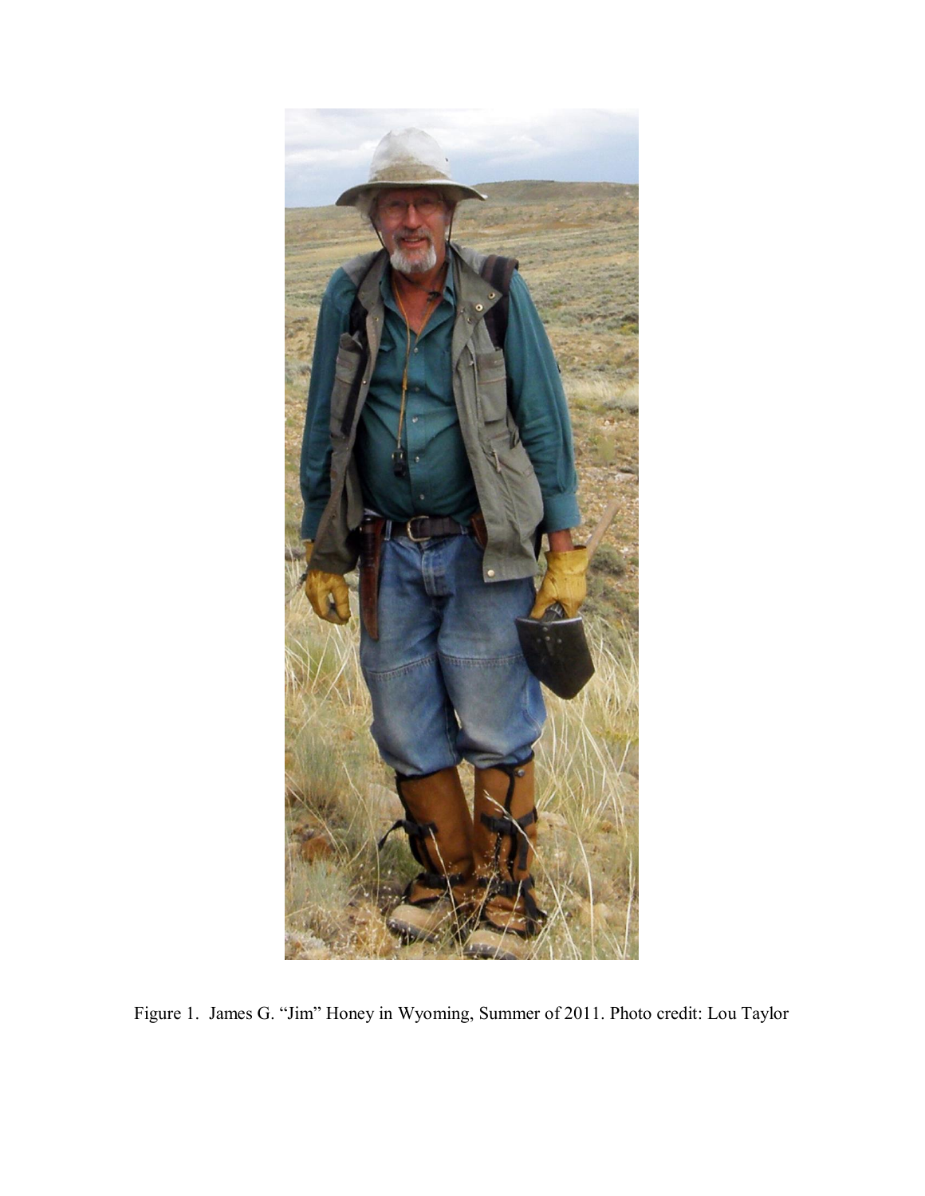Figure 1. James G. "Jim" Honey in Wyoming, Summer of 2011. Photo credit: Lou Taylor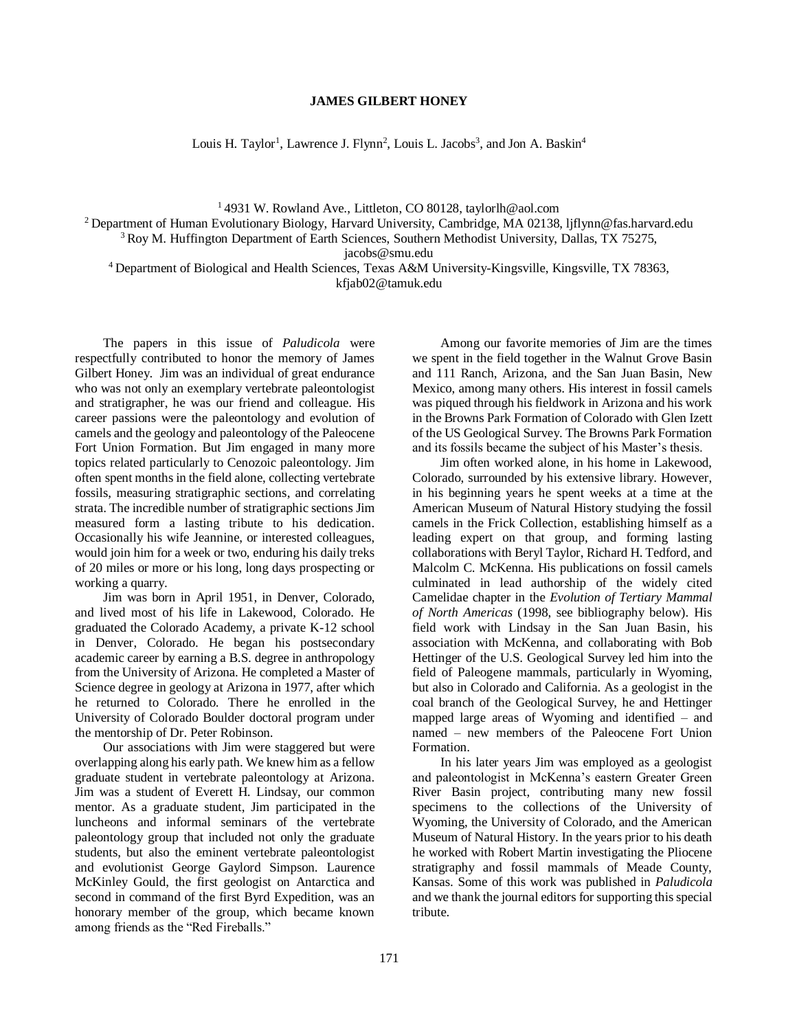# JAMES GILBERT HONEY

Louis H. Taylor[1], Lawrence J. Flynn[2], Louis L. Jacobs[3], and Jon A. Baskin[4]

[1] 4931 W. Rowland Ave., Littleton, CO 80128, taylorlh@aol.com
[2] Department of Human Evolutionary Biology, Harvard University, Cambridge, MA 02138, ljflynn@fas.harvard.edu
[3] Roy M. Huffington Department of Earth Sciences, Southern Methodist University, Dallas, TX 75275, jacobs@smu.edu
[4] Department of Biological and Health Sciences, Texas A&M University-Kingsville, Kingsville, TX 78363, kfjab02@tamuk.edu

The papers in this issue of *Paludicola* were respectfully contributed to honor the memory of James Gilbert Honey. Jim was an individual of great endurance who was not only an exemplary vertebrate paleontologist and stratigrapher, he was our friend and colleague. His career passions were the paleontology and evolution of camels and the geology and paleontology of the Paleocene Fort Union Formation. But Jim engaged in many more topics related particularly to Cenozoic paleontology. Jim often spent months in the field alone, collecting vertebrate fossils, measuring stratigraphic sections, and correlating strata. The incredible number of stratigraphic sections Jim measured form a lasting tribute to his dedication. Occasionally his wife Jeannine, or interested colleagues, would join him for a week or two, enduring his daily treks of 20 miles or more or his long, long days prospecting or working a quarry.

Jim was born in April 1951, in Denver, Colorado, and lived most of his life in Lakewood, Colorado. He graduated the Colorado Academy, a private K-12 school in Denver, Colorado. He began his postsecondary academic career by earning a B.S. degree in anthropology from the University of Arizona. He completed a Master of Science degree in geology at Arizona in 1977, after which he returned to Colorado. There he enrolled in the University of Colorado Boulder doctoral program under the mentorship of Dr. Peter Robinson.

Our associations with Jim were staggered but were overlapping along his early path. We knew him as a fellow graduate student in vertebrate paleontology at Arizona. Jim was a student of Everett H. Lindsay, our common mentor. As a graduate student, Jim participated in the luncheons and informal seminars of the vertebrate paleontology group that included not only the graduate students, but also the eminent vertebrate paleontologist and evolutionist George Gaylord Simpson. Laurence McKinley Gould, the first geologist on Antarctica and second in command of the first Byrd Expedition, was an honorary member of the group, which became known among friends as the "Red Fireballs."

Among our favorite memories of Jim are the times we spent in the field together in the Walnut Grove Basin and 111 Ranch, Arizona, and the San Juan Basin, New Mexico, among many others. His interest in fossil camels was piqued through his fieldwork in Arizona and his work in the Browns Park Formation of Colorado with Glen Izett of the US Geological Survey. The Browns Park Formation and its fossils became the subject of his Master's thesis.

Jim often worked alone, in his home in Lakewood, Colorado, surrounded by his extensive library. However, in his beginning years he spent weeks at a time at the American Museum of Natural History studying the fossil camels in the Frick Collection, establishing himself as a leading expert on that group, and forming lasting collaborations with Beryl Taylor, Richard H. Tedford, and Malcolm C. McKenna. His publications on fossil camels culminated in lead authorship of the widely cited Camelidae chapter in the *Evolution of Tertiary Mammal of North Americas* (1998, see bibliography below). His field work with Lindsay in the San Juan Basin, his association with McKenna, and collaborating with Bob Hettinger of the U.S. Geological Survey led him into the field of Paleogene mammals, particularly in Wyoming, but also in Colorado and California. As a geologist in the coal branch of the Geological Survey, he and Hettinger mapped large areas of Wyoming and identified – and named – new members of the Paleocene Fort Union Formation.

In his later years Jim was employed as a geologist and paleontologist in McKenna's eastern Greater Green River Basin project, contributing many new fossil specimens to the collections of the University of Wyoming, the University of Colorado, and the American Museum of Natural History. In the years prior to his death he worked with Robert Martin investigating the Pliocene stratigraphy and fossil mammals of Meade County, Kansas. Some of this work was published in *Paludicola* and we thank the journal editors for supporting this special tribute.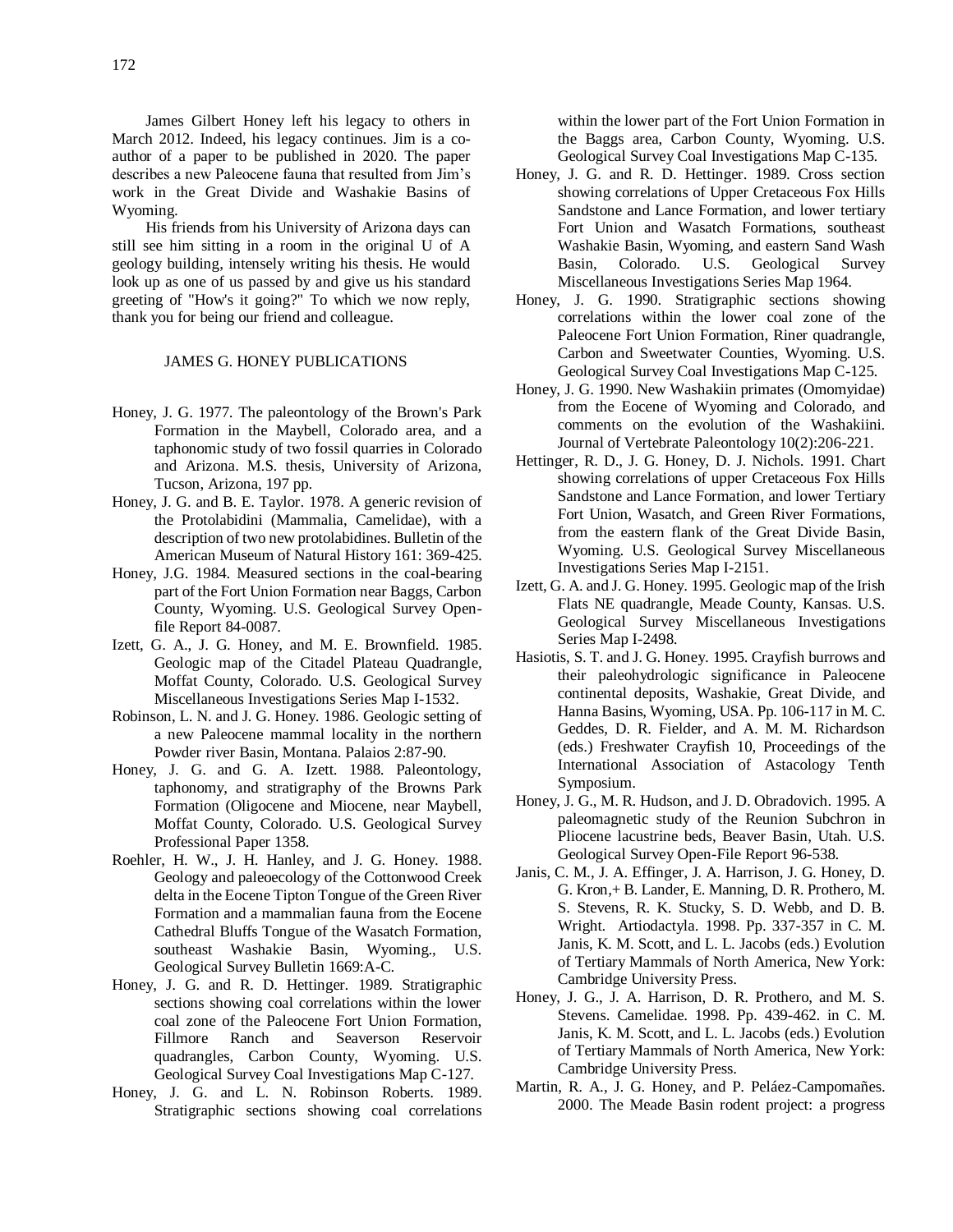James Gilbert Honey left his legacy to others in March 2012. Indeed, his legacy continues. Jim is a co-author of a paper to be published in 2020. The paper describes a new Paleocene fauna that resulted from Jim's work in the Great Divide and Washakie Basins of Wyoming.

His friends from his University of Arizona days can still see him sitting in a room in the original U of A geology building, intensely writing his thesis. He would look up as one of us passed by and give us his standard greeting of "How's it going?" To which we now reply, thank you for being our friend and colleague.

## JAMES G. HONEY PUBLICATIONS

Honey, J. G. 1977. The paleontology of the Brown's Park Formation in the Maybell, Colorado area, and a taphonomic study of two fossil quarries in Colorado and Arizona. M.S. thesis, University of Arizona, Tucson, Arizona, 197 pp.

Honey, J. G. and B. E. Taylor. 1978. A generic revision of the Protolabidini (Mammalia, Camelidae), with a description of two new protolabidines. Bulletin of the American Museum of Natural History 161: 369-425.

Honey, J.G. 1984. Measured sections in the coal-bearing part of the Fort Union Formation near Baggs, Carbon County, Wyoming. U.S. Geological Survey Open-file Report 84-0087.

Izett, G. A., J. G. Honey, and M. E. Brownfield. 1985. Geologic map of the Citadel Plateau Quadrangle, Moffat County, Colorado. U.S. Geological Survey Miscellaneous Investigations Series Map I-1532.

Robinson, L. N. and J. G. Honey. 1986. Geologic setting of a new Paleocene mammal locality in the northern Powder river Basin, Montana. Palaios 2:87-90.

Honey, J. G. and G. A. Izett. 1988. Paleontology, taphonomy, and stratigraphy of the Browns Park Formation (Oligocene and Miocene, near Maybell, Moffat County, Colorado. U.S. Geological Survey Professional Paper 1358.

Roehler, H. W., J. H. Hanley, and J. G. Honey. 1988. Geology and paleoecology of the Cottonwood Creek delta in the Eocene Tipton Tongue of the Green River Formation and a mammalian fauna from the Eocene Cathedral Bluffs Tongue of the Wasatch Formation, southeast Washakie Basin, Wyoming., U.S. Geological Survey Bulletin 1669:A-C.

Honey, J. G. and R. D. Hettinger. 1989. Stratigraphic sections showing coal correlations within the lower coal zone of the Paleocene Fort Union Formation, Fillmore Ranch and Seaverson Reservoir quadrangles, Carbon County, Wyoming. U.S. Geological Survey Coal Investigations Map C-127.

Honey, J. G. and L. N. Robinson Roberts. 1989. Stratigraphic sections showing coal correlations within the lower part of the Fort Union Formation in the Baggs area, Carbon County, Wyoming. U.S. Geological Survey Coal Investigations Map C-135.

Honey, J. G. and R. D. Hettinger. 1989. Cross section showing correlations of Upper Cretaceous Fox Hills Sandstone and Lance Formation, and lower tertiary Fort Union and Wasatch Formations, southeast Washakie Basin, Wyoming, and eastern Sand Wash Basin, Colorado. U.S. Geological Survey Miscellaneous Investigations Series Map 1964.

Honey, J. G. 1990. Stratigraphic sections showing correlations within the lower coal zone of the Paleocene Fort Union Formation, Riner quadrangle, Carbon and Sweetwater Counties, Wyoming. U.S. Geological Survey Coal Investigations Map C-125.

Honey, J. G. 1990. New Washakiin primates (Omomyidae) from the Eocene of Wyoming and Colorado, and comments on the evolution of the Washakiini. Journal of Vertebrate Paleontology 10(2):206-221.

Hettinger, R. D., J. G. Honey, D. J. Nichols. 1991. Chart showing correlations of upper Cretaceous Fox Hills Sandstone and Lance Formation, and lower Tertiary Fort Union, Wasatch, and Green River Formations, from the eastern flank of the Great Divide Basin, Wyoming. U.S. Geological Survey Miscellaneous Investigations Series Map I-2151.

Izett, G. A. and J. G. Honey. 1995. Geologic map of the Irish Flats NE quadrangle, Meade County, Kansas. U.S. Geological Survey Miscellaneous Investigations Series Map I-2498.

Hasiotis, S. T. and J. G. Honey. 1995. Crayfish burrows and their paleohydrologic significance in Paleocene continental deposits, Washakie, Great Divide, and Hanna Basins, Wyoming, USA. Pp. 106-117 in M. C. Geddes, D. R. Fielder, and A. M. M. Richardson (eds.) Freshwater Crayfish 10, Proceedings of the International Association of Astacology Tenth Symposium.

Honey, J. G., M. R. Hudson, and J. D. Obradovich. 1995. A paleomagnetic study of the Reunion Subchron in Pliocene lacustrine beds, Beaver Basin, Utah. U.S. Geological Survey Open-File Report 96-538.

Janis, C. M., J. A. Effinger, J. A. Harrison, J. G. Honey, D. G. Kron,+ B. Lander, E. Manning, D. R. Prothero, M. S. Stevens, R. K. Stucky, S. D. Webb, and D. B. Wright. Artiodactyla. 1998. Pp. 337-357 in C. M. Janis, K. M. Scott, and L. L. Jacobs (eds.) Evolution of Tertiary Mammals of North America, New York: Cambridge University Press.

Honey, J. G., J. A. Harrison, D. R. Prothero, and M. S. Stevens. Camelidae. 1998. Pp. 439-462. in C. M. Janis, K. M. Scott, and L. L. Jacobs (eds.) Evolution of Tertiary Mammals of North America, New York: Cambridge University Press.

Martin, R. A., J. G. Honey, and P. Peláez-Campomañes. 2000. The Meade Basin rodent project: a progress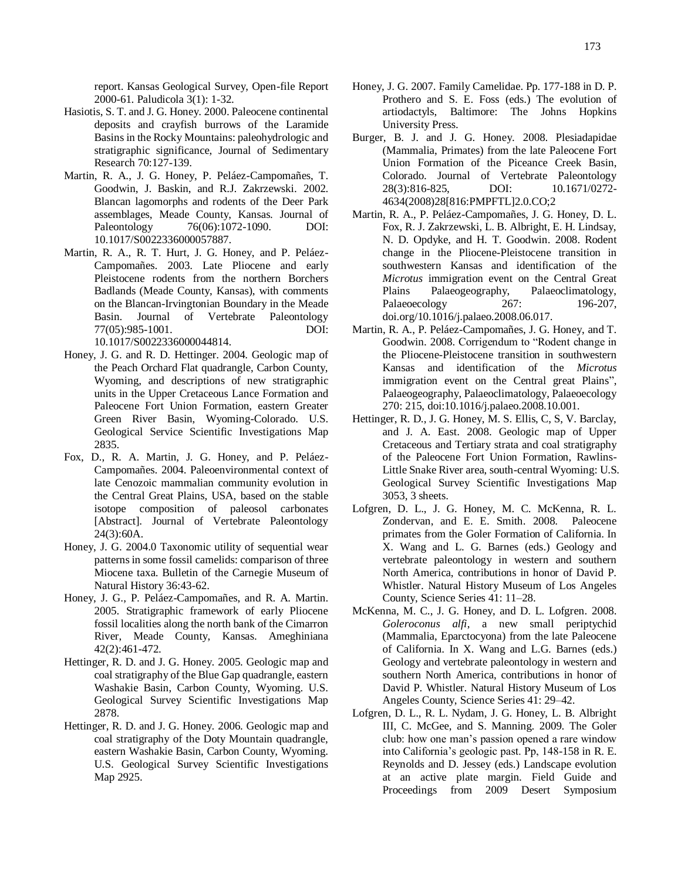report. Kansas Geological Survey, Open-file Report 2000-61. Paludicola 3(1): 1-32.

Hasiotis, S. T. and J. G. Honey. 2000. Paleocene continental deposits and crayfish burrows of the Laramide Basins in the Rocky Mountains: paleohydrologic and stratigraphic significance, Journal of Sedimentary Research 70:127-139.

Martin, R. A., J. G. Honey, P. Peláez-Campomañes, T. Goodwin, J. Baskin, and R.J. Zakrzewski. 2002. Blancan lagomorphs and rodents of the Deer Park assemblages, Meade County, Kansas. Journal of Paleontology 76(06):1072-1090. DOI: 10.1017/S0022336000057887.

Martin, R. A., R. T. Hurt, J. G. Honey, and P. Peláez-Campomañes. 2003. Late Pliocene and early Pleistocene rodents from the northern Borchers Badlands (Meade County, Kansas), with comments on the Blancan-Irvingtonian Boundary in the Meade Basin. Journal of Vertebrate Paleontology 77(05):985-1001. DOI: 10.1017/S0022336000044814.

Honey, J. G. and R. D. Hettinger. 2004. Geologic map of the Peach Orchard Flat quadrangle, Carbon County, Wyoming, and descriptions of new stratigraphic units in the Upper Cretaceous Lance Formation and Paleocene Fort Union Formation, eastern Greater Green River Basin, Wyoming-Colorado. U.S. Geological Service Scientific Investigations Map 2835.

Fox, D., R. A. Martin, J. G. Honey, and P. Peláez-Campomañes. 2004. Paleoenvironmental context of late Cenozoic mammalian community evolution in the Central Great Plains, USA, based on the stable isotope composition of paleosol carbonates [Abstract]. Journal of Vertebrate Paleontology 24(3):60A.

Honey, J. G. 2004.0 Taxonomic utility of sequential wear patterns in some fossil camelids: comparison of three Miocene taxa. Bulletin of the Carnegie Museum of Natural History 36:43-62.

Honey, J. G., P. Peláez-Campomañes, and R. A. Martin. 2005. Stratigraphic framework of early Pliocene fossil localities along the north bank of the Cimarron River, Meade County, Kansas. Ameghiniana 42(2):461-472.

Hettinger, R. D. and J. G. Honey. 2005. Geologic map and coal stratigraphy of the Blue Gap quadrangle, eastern Washakie Basin, Carbon County, Wyoming. U.S. Geological Survey Scientific Investigations Map 2878.

Hettinger, R. D. and J. G. Honey. 2006. Geologic map and coal stratigraphy of the Doty Mountain quadrangle, eastern Washakie Basin, Carbon County, Wyoming. U.S. Geological Survey Scientific Investigations Map 2925.

Honey, J. G. 2007. Family Camelidae. Pp. 177-188 in D. P. Prothero and S. E. Foss (eds.) The evolution of artiodactyls, Baltimore: The Johns Hopkins University Press.

Burger, B. J. and J. G. Honey. 2008. Plesiadapidae (Mammalia, Primates) from the late Paleocene Fort Union Formation of the Piceance Creek Basin, Colorado. Journal of Vertebrate Paleontology 28(3):816-825, DOI: 10.1671/0272-4634(2008)28[816:PMPFTL]2.0.CO;2

Martin, R. A., P. Peláez-Campomañes, J. G. Honey, D. L. Fox, R. J. Zakrzewski, L. B. Albright, E. H. Lindsay, N. D. Opdyke, and H. T. Goodwin. 2008. Rodent change in the Pliocene-Pleistocene transition in southwestern Kansas and identification of the *Microtus* immigration event on the Central Great Plains Palaeogeography, Palaeoclimatology, Palaeoecology 267: 196-207, doi.org/10.1016/j.palaeo.2008.06.017.

Martin, R. A., P. Peláez-Campomañes, J. G. Honey, and T. Goodwin. 2008. Corrigendum to "Rodent change in the Pliocene-Pleistocene transition in southwestern Kansas and identification of the *Microtus* immigration event on the Central great Plains", Palaeogeography, Palaeoclimatology, Palaeoecology 270: 215, doi:10.1016/j.palaeo.2008.10.001.

Hettinger, R. D., J. G. Honey, M. S. Ellis, C, S, V. Barclay, and J. A. East. 2008. Geologic map of Upper Cretaceous and Tertiary strata and coal stratigraphy of the Paleocene Fort Union Formation, Rawlins-Little Snake River area, south-central Wyoming: U.S. Geological Survey Scientific Investigations Map 3053, 3 sheets.

Lofgren, D. L., J. G. Honey, M. C. McKenna, R. L. Zondervan, and E. E. Smith. 2008. Paleocene primates from the Goler Formation of California. In X. Wang and L. G. Barnes (eds.) Geology and vertebrate paleontology in western and southern North America, contributions in honor of David P. Whistler. Natural History Museum of Los Angeles County, Science Series 41: 11–28.

McKenna, M. C., J. G. Honey, and D. L. Lofgren. 2008. *Goleroconus alfi*, a new small periptychid (Mammalia, Eparctocyona) from the late Paleocene of California. In X. Wang and L.G. Barnes (eds.) Geology and vertebrate paleontology in western and southern North America, contributions in honor of David P. Whistler. Natural History Museum of Los Angeles County, Science Series 41: 29–42.

Lofgren, D. L., R. L. Nydam, J. G. Honey, L. B. Albright III, C. McGee, and S. Manning. 2009. The Goler club: how one man's passion opened a rare window into California's geologic past. Pp, 148-158 in R. E. Reynolds and D. Jessey (eds.) Landscape evolution at an active plate margin. Field Guide and Proceedings from 2009 Desert Symposium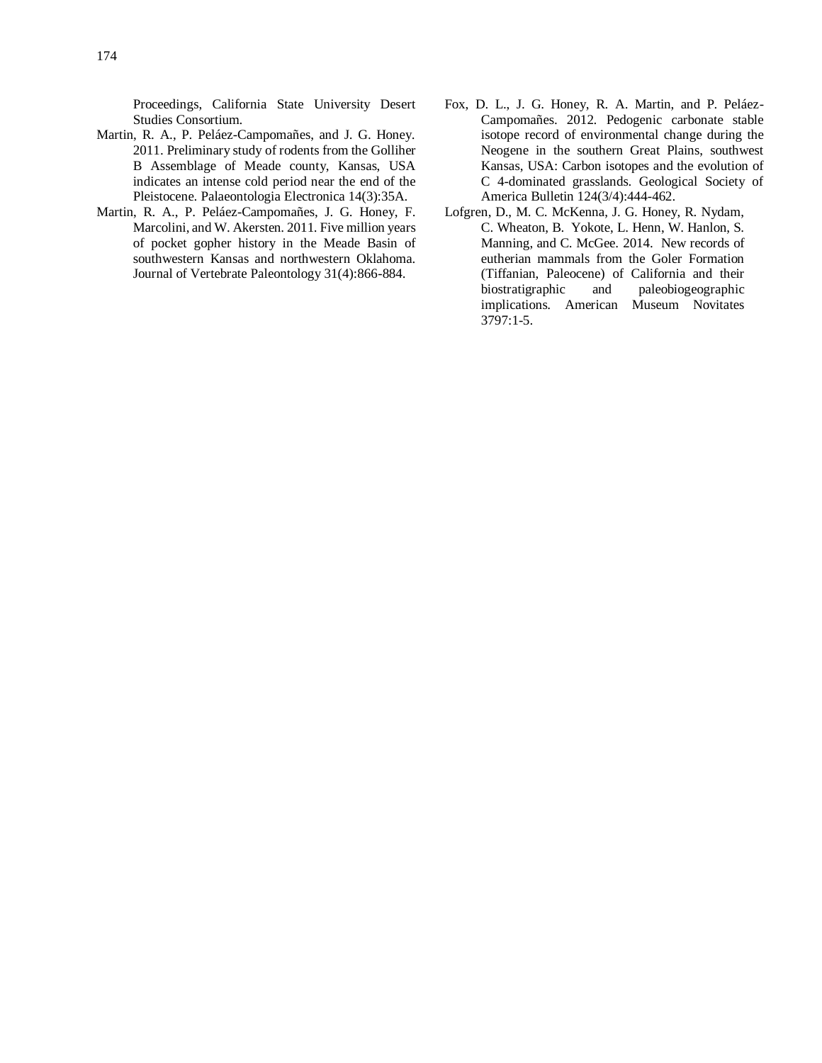Proceedings, California State University Desert Studies Consortium.

Martin, R. A., P. Peláez-Campomañes, and J. G. Honey. 2011. Preliminary study of rodents from the Golliher B Assemblage of Meade county, Kansas, USA indicates an intense cold period near the end of the Pleistocene. Palaeontologia Electronica 14(3):35A.

Martin, R. A., P. Peláez-Campomañes, J. G. Honey, F. Marcolini, and W. Akersten. 2011. Five million years of pocket gopher history in the Meade Basin of southwestern Kansas and northwestern Oklahoma. Journal of Vertebrate Paleontology 31(4):866-884.

Fox, D. L., J. G. Honey, R. A. Martin, and P. Peláez-Campomañes. 2012. Pedogenic carbonate stable isotope record of environmental change during the Neogene in the southern Great Plains, southwest Kansas, USA: Carbon isotopes and the evolution of C 4-dominated grasslands. Geological Society of America Bulletin 124(3/4):444-462.

Lofgren, D., M. C. McKenna, J. G. Honey, R. Nydam, C. Wheaton, B. Yokote, L. Henn, W. Hanlon, S. Manning, and C. McGee. 2014. New records of eutherian mammals from the Goler Formation (Tiffanian, Paleocene) of California and their biostratigraphic and paleobiogeographic implications. American Museum Novitates 3797:1-5.